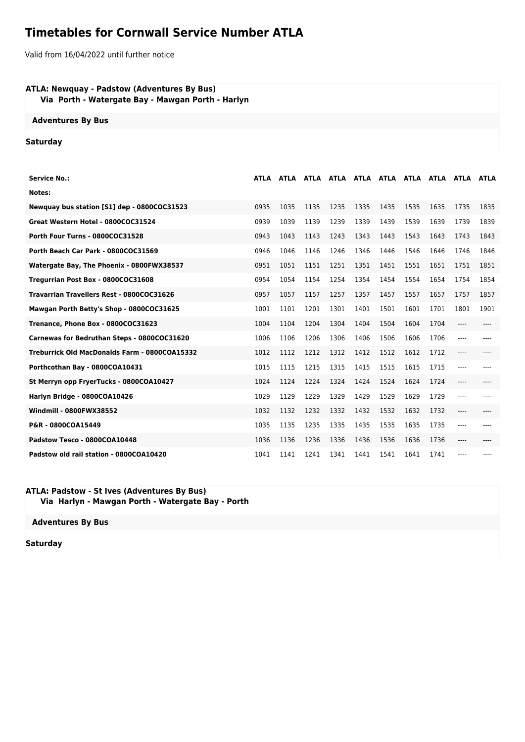# Timetables for Cornwall Service Number ATLA

Valid from 16/04/2022 until further notice

### ATLA: Newquay - Padstow (Adventures By Bus)
**Via Porth - Watergate Bay - Mawgan Porth - Harlyn**

**Adventures By Bus**

**Saturday**

| Service No.: | ATLA | ATLA | ATLA | ATLA | ATLA | ATLA | ATLA | ATLA | ATLA | ATLA |
|---|---|---|---|---|---|---|---|---|---|---|
| Notes: | | | | | | | | | | |
| Newquay bus station [S1] dep - 0800COC31523 | 0935 | 1035 | 1135 | 1235 | 1335 | 1435 | 1535 | 1635 | 1735 | 1835 |
| Great Western Hotel - 0800COC31524 | 0939 | 1039 | 1139 | 1239 | 1339 | 1439 | 1539 | 1639 | 1739 | 1839 |
| Porth Four Turns - 0800COC31528 | 0943 | 1043 | 1143 | 1243 | 1343 | 1443 | 1543 | 1643 | 1743 | 1843 |
| Porth Beach Car Park - 0800COC31569 | 0946 | 1046 | 1146 | 1246 | 1346 | 1446 | 1546 | 1646 | 1746 | 1846 |
| Watergate Bay, The Phoenix - 0800FWX38537 | 0951 | 1051 | 1151 | 1251 | 1351 | 1451 | 1551 | 1651 | 1751 | 1851 |
| Tregurrian Post Box - 0800COC31608 | 0954 | 1054 | 1154 | 1254 | 1354 | 1454 | 1554 | 1654 | 1754 | 1854 |
| Travarrian Travellers Rest - 0800COC31626 | 0957 | 1057 | 1157 | 1257 | 1357 | 1457 | 1557 | 1657 | 1757 | 1857 |
| Mawgan Porth Betty's Shop - 0800COC31625 | 1001 | 1101 | 1201 | 1301 | 1401 | 1501 | 1601 | 1701 | 1801 | 1901 |
| Trenance, Phone Box - 0800COC31623 | 1004 | 1104 | 1204 | 1304 | 1404 | 1504 | 1604 | 1704 | ---- | ---- |
| Carnewas for Bedruthan Steps - 0800COC31620 | 1006 | 1106 | 1206 | 1306 | 1406 | 1506 | 1606 | 1706 | ---- | ---- |
| Treburrick Old MacDonalds Farm - 0800COA15332 | 1012 | 1112 | 1212 | 1312 | 1412 | 1512 | 1612 | 1712 | ---- | ---- |
| Porthcothan Bay - 0800COA10431 | 1015 | 1115 | 1215 | 1315 | 1415 | 1515 | 1615 | 1715 | ---- | ---- |
| St Merryn opp FryerTucks - 0800COA10427 | 1024 | 1124 | 1224 | 1324 | 1424 | 1524 | 1624 | 1724 | ---- | ---- |
| Harlyn Bridge - 0800COA10426 | 1029 | 1129 | 1229 | 1329 | 1429 | 1529 | 1629 | 1729 | ---- | ---- |
| Windmill - 0800FWX38552 | 1032 | 1132 | 1232 | 1332 | 1432 | 1532 | 1632 | 1732 | ---- | ---- |
| P&R - 0800COA15449 | 1035 | 1135 | 1235 | 1335 | 1435 | 1535 | 1635 | 1735 | ---- | ---- |
| Padstow Tesco - 0800COA10448 | 1036 | 1136 | 1236 | 1336 | 1436 | 1536 | 1636 | 1736 | ---- | ---- |
| Padstow old rail station - 0800COA10420 | 1041 | 1141 | 1241 | 1341 | 1441 | 1541 | 1641 | 1741 | ---- | ---- |

### ATLA: Padstow - St Ives (Adventures By Bus)
**Via Harlyn - Mawgan Porth - Watergate Bay - Porth**

**Adventures By Bus**

**Saturday**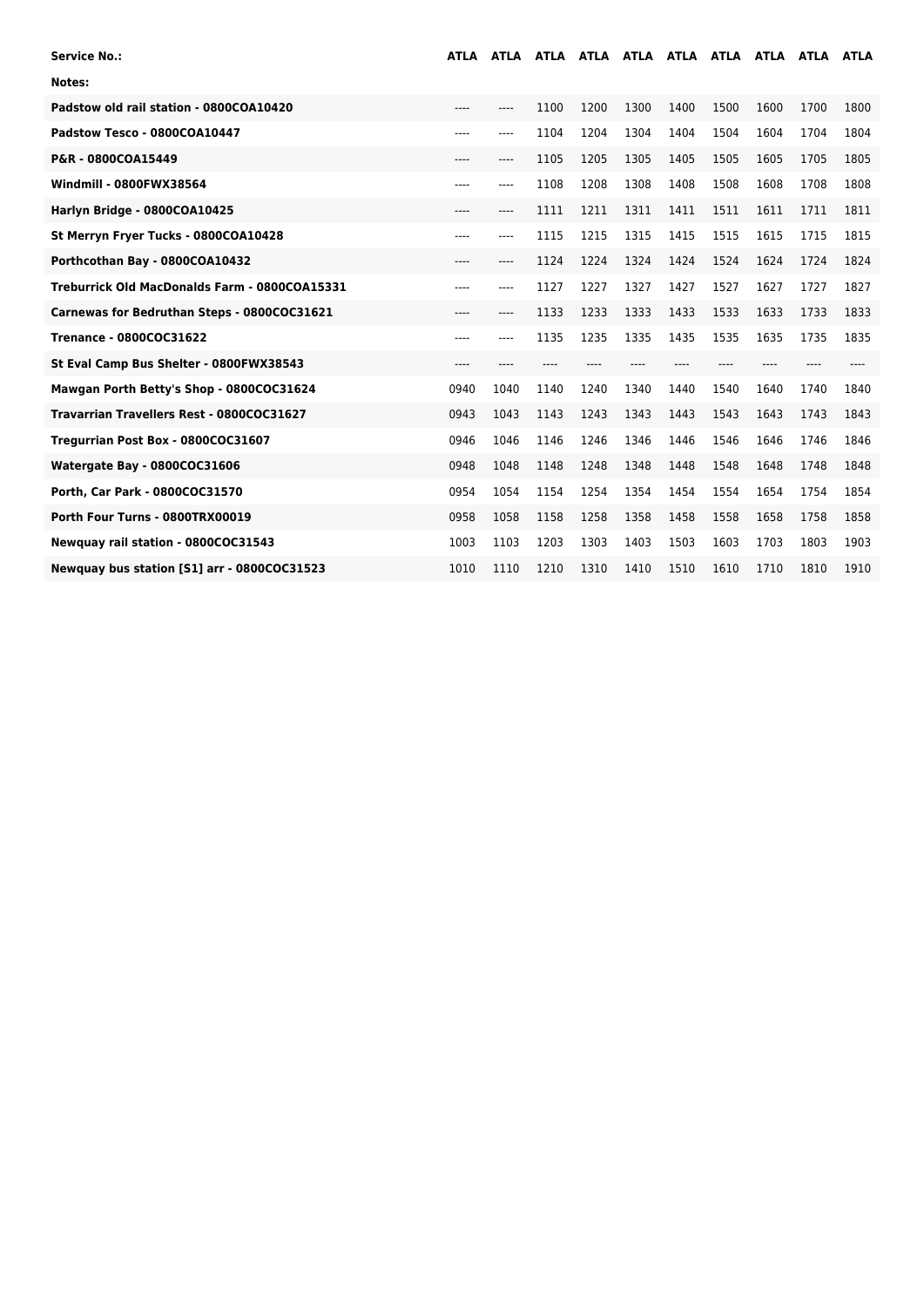| Service No.: | ATLA | ATLA | ATLA | ATLA | ATLA | ATLA | ATLA | ATLA | ATLA | ATLA |
|---|---|---|---|---|---|---|---|---|---|---|
| Notes: | | | | | | | | | | |
| Padstow old rail station - 0800COA10420 | ---- | ---- | 1100 | 1200 | 1300 | 1400 | 1500 | 1600 | 1700 | 1800 |
| Padstow Tesco - 0800COA10447 | ---- | ---- | 1104 | 1204 | 1304 | 1404 | 1504 | 1604 | 1704 | 1804 |
| P&R - 0800COA15449 | ---- | ---- | 1105 | 1205 | 1305 | 1405 | 1505 | 1605 | 1705 | 1805 |
| Windmill - 0800FWX38564 | ---- | ---- | 1108 | 1208 | 1308 | 1408 | 1508 | 1608 | 1708 | 1808 |
| Harlyn Bridge - 0800COA10425 | ---- | ---- | 1111 | 1211 | 1311 | 1411 | 1511 | 1611 | 1711 | 1811 |
| St Merryn Fryer Tucks - 0800COA10428 | ---- | ---- | 1115 | 1215 | 1315 | 1415 | 1515 | 1615 | 1715 | 1815 |
| Porthcothan Bay - 0800COA10432 | ---- | ---- | 1124 | 1224 | 1324 | 1424 | 1524 | 1624 | 1724 | 1824 |
| Treburrick Old MacDonalds Farm - 0800COA15331 | ---- | ---- | 1127 | 1227 | 1327 | 1427 | 1527 | 1627 | 1727 | 1827 |
| Carnewas for Bedruthan Steps - 0800COC31621 | ---- | ---- | 1133 | 1233 | 1333 | 1433 | 1533 | 1633 | 1733 | 1833 |
| Trenance - 0800COC31622 | ---- | ---- | 1135 | 1235 | 1335 | 1435 | 1535 | 1635 | 1735 | 1835 |
| St Eval Camp Bus Shelter - 0800FWX38543 | ---- | ---- | ---- | ---- | ---- | ---- | ---- | ---- | ---- | ---- |
| Mawgan Porth Betty's Shop - 0800COC31624 | 0940 | 1040 | 1140 | 1240 | 1340 | 1440 | 1540 | 1640 | 1740 | 1840 |
| Travarrian Travellers Rest - 0800COC31627 | 0943 | 1043 | 1143 | 1243 | 1343 | 1443 | 1543 | 1643 | 1743 | 1843 |
| Tregurrian Post Box - 0800COC31607 | 0946 | 1046 | 1146 | 1246 | 1346 | 1446 | 1546 | 1646 | 1746 | 1846 |
| Watergate Bay - 0800COC31606 | 0948 | 1048 | 1148 | 1248 | 1348 | 1448 | 1548 | 1648 | 1748 | 1848 |
| Porth, Car Park - 0800COC31570 | 0954 | 1054 | 1154 | 1254 | 1354 | 1454 | 1554 | 1654 | 1754 | 1854 |
| Porth Four Turns - 0800TRX00019 | 0958 | 1058 | 1158 | 1258 | 1358 | 1458 | 1558 | 1658 | 1758 | 1858 |
| Newquay rail station - 0800COC31543 | 1003 | 1103 | 1203 | 1303 | 1403 | 1503 | 1603 | 1703 | 1803 | 1903 |
| Newquay bus station [S1] arr - 0800COC31523 | 1010 | 1110 | 1210 | 1310 | 1410 | 1510 | 1610 | 1710 | 1810 | 1910 |